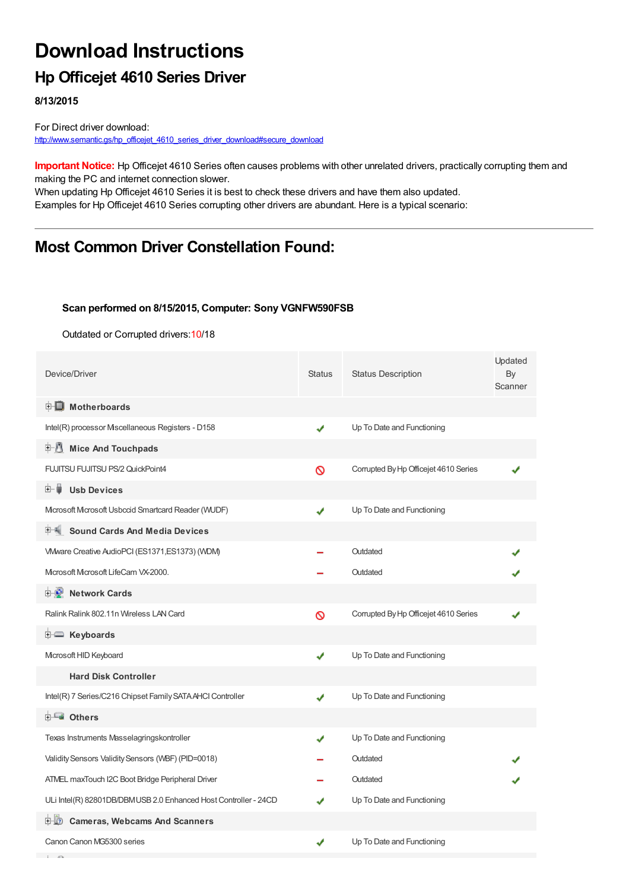# Download Instructions

## Hp Officejet 4610 Series Driver

**8/13/2015**

For Direct driver download:
http://www.semantic.gs/hp_officejet_4610_series_driver_download#secure_download

**Important Notice:** Hp Officejet 4610 Series often causes problems with other unrelated drivers, practically corrupting them and making the PC and internet connection slower.
When updating Hp Officejet 4610 Series it is best to check these drivers and have them also updated.
Examples for Hp Officejet 4610 Series corrupting other drivers are abundant. Here is a typical scenario:

---

## Most Common Driver Constellation Found:

**Scan performed on 8/15/2015, Computer: Sony VGNFW590FSB**

Outdated or Corrupted drivers:10/18

| Device/Driver | Status | Status Description | Updated By Scanner |
|---|---|---|---|
| **Motherboards** | | | |
| Intel(R) processor Miscellaneous Registers - D158 | ✔ | Up To Date and Functioning | |
| **Mice And Touchpads** | | | |
| FUJITSU FUJITSU PS/2 QuickPoint4 | ⊘ | Corrupted By Hp Officejet 4610 Series | ✔ |
| **Usb Devices** | | | |
| Microsoft Microsoft Usbccid Smartcard Reader (WUDF) | ✔ | Up To Date and Functioning | |
| **Sound Cards And Media Devices** | | | |
| VMware Creative AudioPCI (ES1371,ES1373) (WDM) | – | Outdated | ✔ |
| Microsoft Microsoft LifeCam VX-2000. | – | Outdated | ✔ |
| **Network Cards** | | | |
| Ralink Ralink 802.11n Wireless LAN Card | ⊘ | Corrupted By Hp Officejet 4610 Series | ✔ |
| **Keyboards** | | | |
| Microsoft HID Keyboard | ✔ | Up To Date and Functioning | |
| **Hard Disk Controller** | | | |
| Intel(R) 7 Series/C216 Chipset Family SATA AHCI Controller | ✔ | Up To Date and Functioning | |
| **Others** | | | |
| Texas Instruments Masselagringskontroller | ✔ | Up To Date and Functioning | |
| Validity Sensors Validity Sensors (WBF) (PID=0018) | – | Outdated | ✔ |
| ATMEL maxTouch I2C Boot Bridge Peripheral Driver | – | Outdated | ✔ |
| ULi Intel(R) 82801DB/DBM USB 2.0 Enhanced Host Controller - 24CD | ✔ | Up To Date and Functioning | |
| **Cameras, Webcams And Scanners** | | | |
| Canon Canon MG5300 series | ✔ | Up To Date and Functioning | |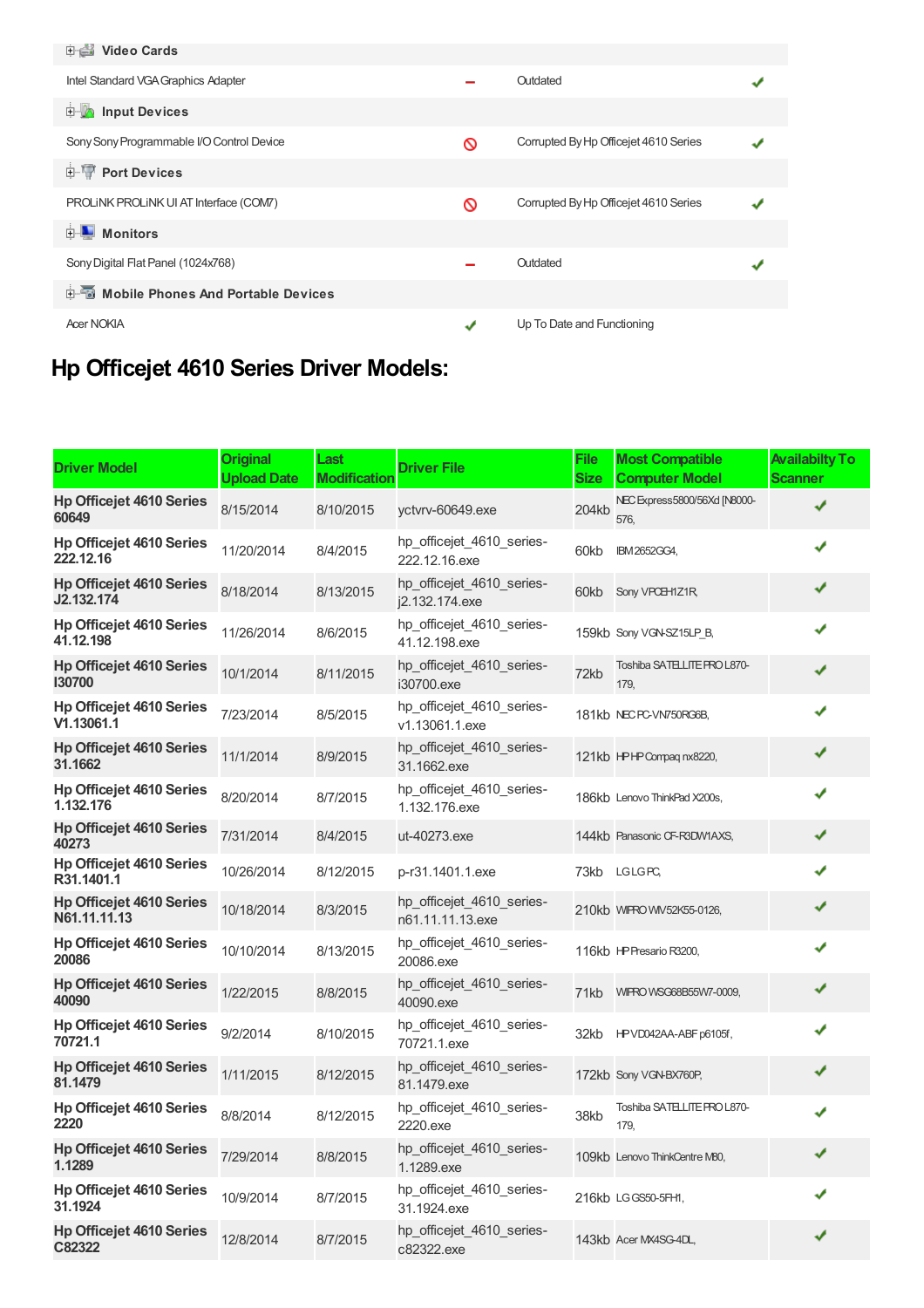| Video Cards | | | |
|---|---|---|---|
| Intel Standard VGA Graphics Adapter | – | Outdated | ✔ |
| **Input Devices** | | | |
| Sony Sony Programmable I/O Control Device | ⊘ | Corrupted By Hp Officejet 4610 Series | ✔ |
| **Port Devices** | | | |
| PROLiNK PROLiNK UI AT Interface (COM7) | ⊘ | Corrupted By Hp Officejet 4610 Series | ✔ |
| **Monitors** | | | |
| Sony Digital Flat Panel (1024x768) | – | Outdated | ✔ |
| **Mobile Phones And Portable Devices** | | | |
| Acer NOKIA | ✔ | Up To Date and Functioning | |

## Hp Officejet 4610 Series Driver Models:

| Driver Model | Original Upload Date | Last Modification | Driver File | File Size | Most Compatible Computer Model | Availabilty To Scanner |
|---|---|---|---|---|---|---|
| **Hp Officejet 4610 Series 60649** | 8/15/2014 | 8/10/2015 | yctvrv-60649.exe | 204kb | NEC Express5800/56Xd [N8000-576, | ✔ |
| **Hp Officejet 4610 Series 222.12.16** | 11/20/2014 | 8/4/2015 | hp_officejet_4610_series-222.12.16.exe | 60kb | IBM 2652GG4, | ✔ |
| **Hp Officejet 4610 Series J2.132.174** | 8/18/2014 | 8/13/2015 | hp_officejet_4610_series-j2.132.174.exe | 60kb | Sony VPCEH1Z1R, | ✔ |
| **Hp Officejet 4610 Series 41.12.198** | 11/26/2014 | 8/6/2015 | hp_officejet_4610_series-41.12.198.exe | 159kb | Sony VGN-SZ15LP_B, | ✔ |
| **Hp Officejet 4610 Series I30700** | 10/1/2014 | 8/11/2015 | hp_officejet_4610_series-i30700.exe | 72kb | Toshiba SATELLITE PRO L870-179, | ✔ |
| **Hp Officejet 4610 Series V1.13061.1** | 7/23/2014 | 8/5/2015 | hp_officejet_4610_series-v1.13061.1.exe | 181kb | NEC PC-VN750RG6B, | ✔ |
| **Hp Officejet 4610 Series 31.1662** | 11/1/2014 | 8/9/2015 | hp_officejet_4610_series-31.1662.exe | 121kb | HP HP Compaq nx8220, | ✔ |
| **Hp Officejet 4610 Series 1.132.176** | 8/20/2014 | 8/7/2015 | hp_officejet_4610_series-1.132.176.exe | 186kb | Lenovo ThinkPad X200s, | ✔ |
| **Hp Officejet 4610 Series 40273** | 7/31/2014 | 8/4/2015 | ut-40273.exe | 144kb | Panasonic CF-R3DW1AXS, | ✔ |
| **Hp Officejet 4610 Series R31.1401.1** | 10/26/2014 | 8/12/2015 | p-r31.1401.1.exe | 73kb | LG LG PC, | ✔ |
| **Hp Officejet 4610 Series N61.11.11.13** | 10/18/2014 | 8/3/2015 | hp_officejet_4610_series-n61.11.11.13.exe | 210kb | WIPRO WIV52K55-0126, | ✔ |
| **Hp Officejet 4610 Series 20086** | 10/10/2014 | 8/13/2015 | hp_officejet_4610_series-20086.exe | 116kb | HP Presario R3200, | ✔ |
| **Hp Officejet 4610 Series 40090** | 1/22/2015 | 8/8/2015 | hp_officejet_4610_series-40090.exe | 71kb | WIPRO WSG68B55W7-0009, | ✔ |
| **Hp Officejet 4610 Series 70721.1** | 9/2/2014 | 8/10/2015 | hp_officejet_4610_series-70721.1.exe | 32kb | HP VD042AA-ABF p6105f, | ✔ |
| **Hp Officejet 4610 Series 81.1479** | 1/11/2015 | 8/12/2015 | hp_officejet_4610_series-81.1479.exe | 172kb | Sony VGN-BX760P, | ✔ |
| **Hp Officejet 4610 Series 2220** | 8/8/2014 | 8/12/2015 | hp_officejet_4610_series-2220.exe | 38kb | Toshiba SATELLITE PRO L870-179, | ✔ |
| **Hp Officejet 4610 Series 1.1289** | 7/29/2014 | 8/8/2015 | hp_officejet_4610_series-1.1289.exe | 109kb | Lenovo ThinkCentre M80, | ✔ |
| **Hp Officejet 4610 Series 31.1924** | 10/9/2014 | 8/7/2015 | hp_officejet_4610_series-31.1924.exe | 216kb | LG GS50-5FH1, | ✔ |
| **Hp Officejet 4610 Series C82322** | 12/8/2014 | 8/7/2015 | hp_officejet_4610_series-c82322.exe | 143kb | Acer MX4SG-4DL, | ✔ |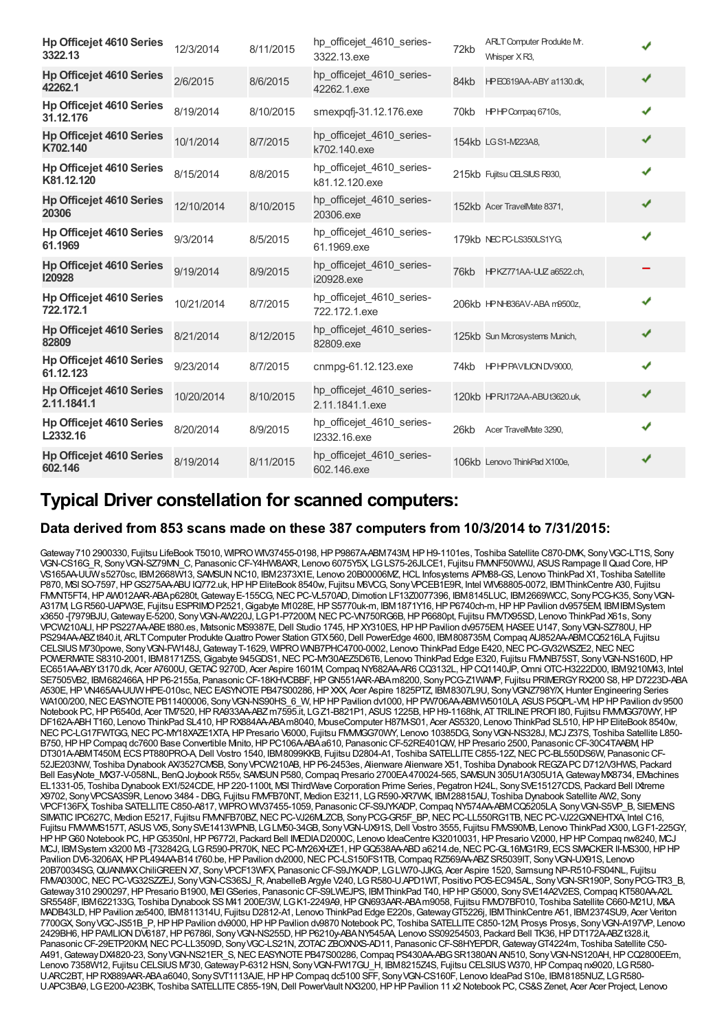| | | | | | | |
|---|---|---|---|---|---|---|
| **Hp Officejet 4610 Series 3322.13** | 12/3/2014 | 8/11/2015 | hp_officejet_4610_series-3322.13.exe | 72kb | ARLT Computer Produkte Mr. Whisper X R3, | ✔ |
| **Hp Officejet 4610 Series 42262.1** | 2/6/2015 | 8/6/2015 | hp_officejet_4610_series-42262.1.exe | 84kb | HP EC619AA-ABY a1130.dk, | ✔ |
| **Hp Officejet 4610 Series 31.12.176** | 8/19/2014 | 8/10/2015 | smexpqfj-31.12.176.exe | 70kb | HP HP Compaq 6710s, | ✔ |
| **Hp Officejet 4610 Series K702.140** | 10/1/2014 | 8/7/2015 | hp_officejet_4610_series-k702.140.exe | 154kb | LG S1-M223A8, | ✔ |
| **Hp Officejet 4610 Series K81.12.120** | 8/15/2014 | 8/8/2015 | hp_officejet_4610_series-k81.12.120.exe | 215kb | Fujitsu CELSIUS R930, | ✔ |
| **Hp Officejet 4610 Series 20306** | 12/10/2014 | 8/10/2015 | hp_officejet_4610_series-20306.exe | 152kb | Acer TravelMate 8371, | ✔ |
| **Hp Officejet 4610 Series 61.1969** | 9/3/2014 | 8/5/2015 | hp_officejet_4610_series-61.1969.exe | 179kb | NEC PC-LS350LS1YG, | ✔ |
| **Hp Officejet 4610 Series I20928** | 9/19/2014 | 8/9/2015 | hp_officejet_4610_series-i20928.exe | 76kb | HP KZ771AA-UUZ a6522.ch, | − |
| **Hp Officejet 4610 Series 722.172.1** | 10/21/2014 | 8/7/2015 | hp_officejet_4610_series-722.172.1.exe | 206kb | HP NH836AV-ABA m9500z, | ✔ |
| **Hp Officejet 4610 Series 82809** | 8/21/2014 | 8/12/2015 | hp_officejet_4610_series-82809.exe | 125kb | Sun Microsystems Munich, | ✔ |
| **Hp Officejet 4610 Series 61.12.123** | 9/23/2014 | 8/7/2015 | cnmpg-61.12.123.exe | 74kb | HP HP PAVILION DV9000, | ✔ |
| **Hp Officejet 4610 Series 2.11.1841.1** | 10/20/2014 | 8/10/2015 | hp_officejet_4610_series-2.11.1841.1.exe | 120kb | HP RJ172AA-ABU t3620.uk, | ✔ |
| **Hp Officejet 4610 Series L2332.16** | 8/20/2014 | 8/9/2015 | hp_officejet_4610_series-l2332.16.exe | 26kb | Acer TravelMate 3290, | ✔ |
| **Hp Officejet 4610 Series 602.146** | 8/19/2014 | 8/11/2015 | hp_officejet_4610_series-602.146.exe | 106kb | Lenovo ThinkPad X100e, | ✔ |

# Typical Driver constellation for scanned computers:

## Data derived from 853 scans made on these 387 computers from 10/3/2014 to 7/31/2015:

Gateway 710 2900330, Fujitsu LifeBook T5010, WIPRO WIV37455-0198, HP P9867A-ABM 743M, HP H9-1101es, Toshiba Satellite C870-DMK, Sony VGC-LT1S, Sony VGN-CS16G_R, Sony VGN-SZ79MN_C, Panasonic CF-Y4HW8AXR, Lenovo 6075Y5X, LG LS75-26JLCE1, Fujitsu FMVNF50WWJ, ASUS Rampage II Quad Core, HP VS165AA-UUW s5270sc, IBM 2668W13, SAMSUN NC10, IBM 2373X1E, Lenovo 20B00006MZ, HCL Infosystems APM88-GS, Lenovo ThinkPad X1, Toshiba Satellite P870, MSI SO-7597, HP GS275AA-ABU IQ772.uk, HP HP EliteBook 8540w, Fujitsu M6VCG, Sony VPCEB1E9R, Intel WIV68805-0072, IBM ThinkCentre A30, Fujitsu FMVNT5FT4, HP AW012AAR-ABA p6280t, Gateway E-155CG, NEC PC-VL570AD, Dimotion LF13Z0077396, IBM 8145LUC, IBM 2669WCC, Sony PCG-K35, Sony VGN-A317M, LG R560-UAPW3E, Fujitsu ESPRIMO P2521, Gigabyte M1028E, HP S5770uk-m, IBM 1871Y16, HP P6740ch-m, HP HP Pavilion dv9575EM, IBM IBM System x3650 -[7979BJU, Gateway E-5200, Sony VGN-AW220J, LG P1-P7200M, NEC PC-VN750RG6B, HP P6680pt, Fujitsu FMVTX95SD, Lenovo ThinkPad X61s, Sony VPCW210ALI, HP PS227AA-ABE t880.es, Matsonic MS9387E, Dell Studio 1745, HP XY310ES, HP HP Pavilion dv9575EM, HASEE U147, Sony VGN-SZ780U, HP PS294AA-ABZ t840.it, ARLT Computer Produkte Quattro Power Station GTX 560, Dell PowerEdge 4600, IBM 808735M, Compaq AU852AA-ABM CQ5216LA, Fujitsu CELSIUS M730powe, Sony VGN-FW148J, Gateway T-1629, WIPRO WNB7PHC4700-0002, Lenovo ThinkPad Edge E420, NEC PC-GV32WSZE2, NEC NEC POWERMATE S8310-2001, IBM 8171Z5S, Gigabyte 945GDS1, NEC PC-MY30AEZ5D6T6, Lenovo ThinkPad Edge E320, Fujitsu FMVNB75ST, Sony VGN-NS160D, HP EC651AA-ABY t3170.dk, Acer A7600U, GETAC 9270D, Acer Aspire 1601M, Compaq NY682AA-AR6 CQ3132L, HP CQ1140JP, Omni OTC-H3222D00, IBM 9210M43, Intel SE7505VB2, IBM 682466A, HP P6-2155a, Panasonic CF-18KHVCBBF, HP GN551AAR-ABA m8200, Sony PCG-Z1WAMP, Fujitsu PRIMERGY RX200 S8, HP D7223D-ABA A530E, HP VN465AA-UUW HPE-010sc, NEC EASYNOTE PB47S00286, HP XXX, Acer Aspire 1825PTZ, IBM 8307L9U, Sony VGNZ798Y/X, Hunter Engineering Series WA100/200, NEC EASYNOTE PB11400006, Sony VGN-NS90HS_6_W, HP HP Pavilion dv1000, HP PW706AA-ABM W5010LA, ASUS P5QPL-VM, HP HP Pavilion dv9500 Notebook PC, HP P6540d, Acer TM7520, HP RA933AA-ABZ m7595.it, LG Z1-B821P1, ASUS 1225B, HP H9-1168hk, AT TRILINE PROFI I80, Fujitsu FMVMGG70WY, HP DF162A-ABH T160, Lenovo ThinkPad SL410, HP RX884AA-ABA m8040, MouseComputer H87M-S01, Acer AS5320, Lenovo ThinkPad SL510, HP HP EliteBook 8540w, NEC PC-LG17FWTGG, NEC PC-MY18XAZE1XTA, HP Presario V6000, Fujitsu FMVMGG70WY, Lenovo 10385DG, Sony VGN-NS328J, MCJ Z37S, Toshiba Satellite L850-B750, HP HP Compaq dc7600 Base Convertible Minito, HP PC106A-ABA a610, Panasonic CF-52RE401QW, HP Presario 2500, Panasonic CF-30C4TAABM, HP DT301A-ABM T450M, ECS PT880PRO-A, Dell Vostro 1540, IBM 8099KKB, Fujitsu D2804-A1, Toshiba SATELLITE C855-12Z, NEC PC-BL550DS6W, Panasonic CF-52JE203NW, Toshiba Dynabook AX/3527CMSB, Sony VPCW210AB, HP P6-2453es, Alienware Alienware X51, Toshiba Dynabook REGZA PC D712/V3HWS, Packard Bell EasyNote_MX37-V-058NL, BenQ Joybook R55v, SAMSUN P580, Compaq Presario 2700EA 470024-565, SAMSUN 305U1A/305U1A, Gateway MX8734, EMachines EL1331-05, Toshiba Dynabook EX1/524CDE, HP 220-1100t, MSI ThirdWave Corporation Prime Series, Pegatron H24L, Sony SVE15127CDS, Packard Bell IXtreme X9702, Sony VPCSA3S9R, Lenovo 3484 - DBG, Fujitsu FMVFB70NT, Medion E3211, LG R590-XR7WK, IBM 28815AU, Toshiba Satellite AW2, Sony VPCF136FX, Toshiba SATELLITE C850-A817, WIPRO WIV37455-1059, Panasonic CF-S9JYKADP, Compaq NY574AA-ABM CQ5205LA, Sony VGN-S5VP_B, SIEMENS SIMATIC IPC627C, Medion E5217, Fujitsu FMVNFB70BZ, NEC PC-VJ26MLZCB, Sony PCG-GR5F_BP, NEC PC-LL550RG1TB, NEC PC-VJ22GXNEHTXA, Intel C16, Fujitsu FMVMWS157T, ASUS VX5, Sony SVE1413WPNB, LG LM50-34GB, Sony VGN-UX91S, Dell Vostro 3555, Fujitsu FMVS90MB, Lenovo ThinkPad X300, LG F1-225GY, HP HP G60 Notebook PC, HP G5350nl, HP P6772l, Packard Bell IMEDIA D2000C, Lenovo IdeaCentre K32010031, HP Presario V2000, HP HP Compaq nw8240, MCJ MCJ, IBM System x3200 M3 -[732842G, LG R590-PR70K, NEC PC-MY26XHZE1, HP GQ538AA-ABD a6214.de, NEC PC-GL16MG1R9, ECS SMACKER II-MS300, HP HP Pavilion DV6-3206AX, HP PL494AA-B14 t760.be, HP Pavilion dv2000, NEC PC-LS150FS1TB, Compaq RZ569AA-ABZ SR5039IT, Sony VGN-UX91S, Lenovo 20B70034SG, QUANMAX ChiliGREEN X7, Sony VPCF13WFX, Panasonic CF-S9JYKADP, LG LW70-JJKG, Acer Aspire 1520, Samsung NP-R510-FS04NL, Fujitsu FMVA0300C, NEC PC-VG32SZZEJ, Sony VGN-CS36SJ_R, AnabelleB Argyle V240, LG R580-U.APD1WT, Positivo POS-EC945AL, Sony VGN-SR190P, Sony PCG-TR3_B, Gateway 310 2900297, HP Presario B1900, MEI GSeries, Panasonic CF-S9LWEJPS, IBM ThinkPad T40, HP HP G5000, Sony SVE14A2V2ES, Compaq KT580AA-A2L SR5548F, IBM 622133G, Toshiba Dynabook SS M41 200E/3W, LG K1-2249A9, HP GN693AAR-ABA m9058, Fujitsu FMVD7BF010, Toshiba Satellite C660-M21U, M&A MADB43LD, HP Pavilion ze5400, IBM 811314U, Fujitsu D2812-A1, Lenovo ThinkPad Edge E220s, Gateway GT5226j, IBM ThinkCentre A51, IBM 2374SU9, Acer Veriton 7700GX, Sony VGC-JS51B_P, HP HP Pavilion dv9000, HP HP Pavilion dv9870 Notebook PC, Toshiba SATELLITE C850-12M, Prosys Prosys, Sony VGN-A197VP, Lenovo 2429BH6, HP PAVILION DV6187, HP P6786l, Sony VGN-NS255D, HP P6210y-ABA NY545AA, Lenovo SS09254503, Packard Bell TK36, HP DT172A-ABZ t328.it, Panasonic CF-29ETP20KM, NEC PC-LL3509D, Sony VGC-LS21N, ZOTAC ZBOXNXS-AD11, Panasonic CF-S8HYEPDR, Gateway GT4224m, Toshiba Satellite C50-A491, Gateway DX4820-23, Sony VGN-NS21ER_S, NEC EASYNOTE PB47S00286, Compaq PS430AA-ABG SR1380AN AN510, Sony VGN-NS120AH, HP CQ2800EEm, Lenovo 7358W12, Fujitsu CELSIUS M730, Gateway P-6312 HSN, Sony VGN-FW17GU_H, IBM 8215Z4S, Fujitsu CELSIUS W370, HP Compaq nx9020, LG R580-U.ARC2BT, HP RX889AAR-ABA a6040, Sony SVT1113AJE, HP HP Compaq dc5100 SFF, Sony VGN-CS160F, Lenovo IdeaPad S10e, IBM 8185NUZ, LG R580-U.APC3BA9, LG E200-A23BK, Toshiba SATELLITE C855-19N, Dell PowerVault NX3200, HP HP Pavilion 11 x2 Notebook PC, CS&S Zenet, Acer Acer Project, Lenovo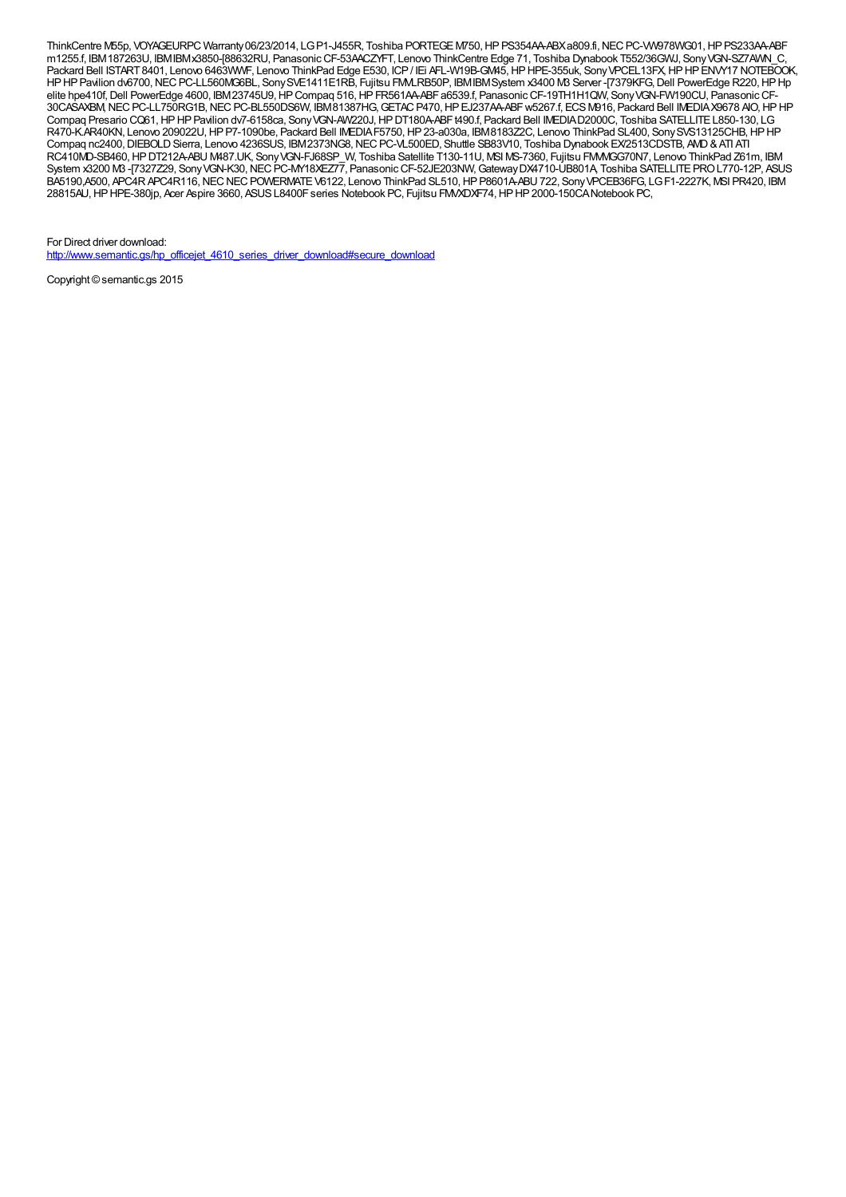ThinkCentre M55p, VOYAGEURPC Warranty 06/23/2014, LG P1-J455R, Toshiba PORTEGE M750, HP PS354AA-ABX a809.fi, NEC PC-VW978WG01, HP PS233AA-ABF m1255.f, IBM 187263U, IBM IBM x3850-[88632RU, Panasonic CF-53AACZYFT, Lenovo ThinkCentre Edge 71, Toshiba Dynabook T552/36GWJ, Sony VGN-SZ7AWN_C, Packard Bell ISTART 8401, Lenovo 6463WWF, Lenovo ThinkPad Edge E530, ICP / IEi AFL-W19B-GM45, HP HPE-355uk, Sony VPCEL13FX, HP HP ENVY17 NOTEBOOK, HP HP Pavilion dv6700, NEC PC-LL560MG6BL, Sony SVE1411E1RB, Fujitsu FMVLRB50P, IBM IBM System x3400 M3 Server -[7379KFG, Dell PowerEdge R220, HP Hp elite hpe410f, Dell PowerEdge 4600, IBM 23745U9, HP Compaq 516, HP FR561AA-ABF a6539.f, Panasonic CF-19TH1H1QW, Sony VGN-FW190CU, Panasonic CF-30CASAXBM, NEC PC-LL750RG1B, NEC PC-BL550DS6W, IBM 81387HG, GETAC P470, HP EJ237AA-ABF w5267.f, ECS M916, Packard Bell IMEDIA X9678 AIO, HP HP Compaq Presario CQ61, HP HP Pavilion dv7-6158ca, Sony VGN-AW220J, HP DT180A-ABF t490.f, Packard Bell IMEDIA D2000C, Toshiba SATELLITE L850-130, LG R470-K.AR40KN, Lenovo 209022U, HP P7-1090be, Packard Bell IMEDIA F5750, HP 23-a030a, IBM 8183Z2C, Lenovo ThinkPad SL400, Sony SVS13125CHB, HP HP Compaq nc2400, DIEBOLD Sierra, Lenovo 4236SUS, IBM 2373NG8, NEC PC-VL500ED, Shuttle SB83V10, Toshiba Dynabook EX/2513CDSTB, AMD & ATI ATI RC410MD-SB460, HP DT212A-ABU M487.UK, Sony VGN-FJ68SP_W, Toshiba Satellite T130-11U, MSI MS-7360, Fujitsu FMVMGG70N7, Lenovo ThinkPad Z61m, IBM System x3200 M3 -[7327Z29, Sony VGN-K30, NEC PC-MY18XEZ77, Panasonic CF-52JE203NW, Gateway DX4710-UB801A, Toshiba SATELLITE PRO L770-12P, ASUS BA5190,A500, APC4R APC4R116, NEC NEC POWERMATE V6122, Lenovo ThinkPad SL510, HP P8601A-ABU 722, Sony VPCEB36FG, LG F1-2227K, MSI PR420, IBM 28815AU, HP HPE-380jp, Acer Aspire 3660, ASUS L8400F series Notebook PC, Fujitsu FMVXDXF74, HP HP 2000-150CA Notebook PC,

For Direct driver download:
http://www.semantic.gs/hp_officejet_4610_series_driver_download#secure_download

Copyright © semantic.gs 2015